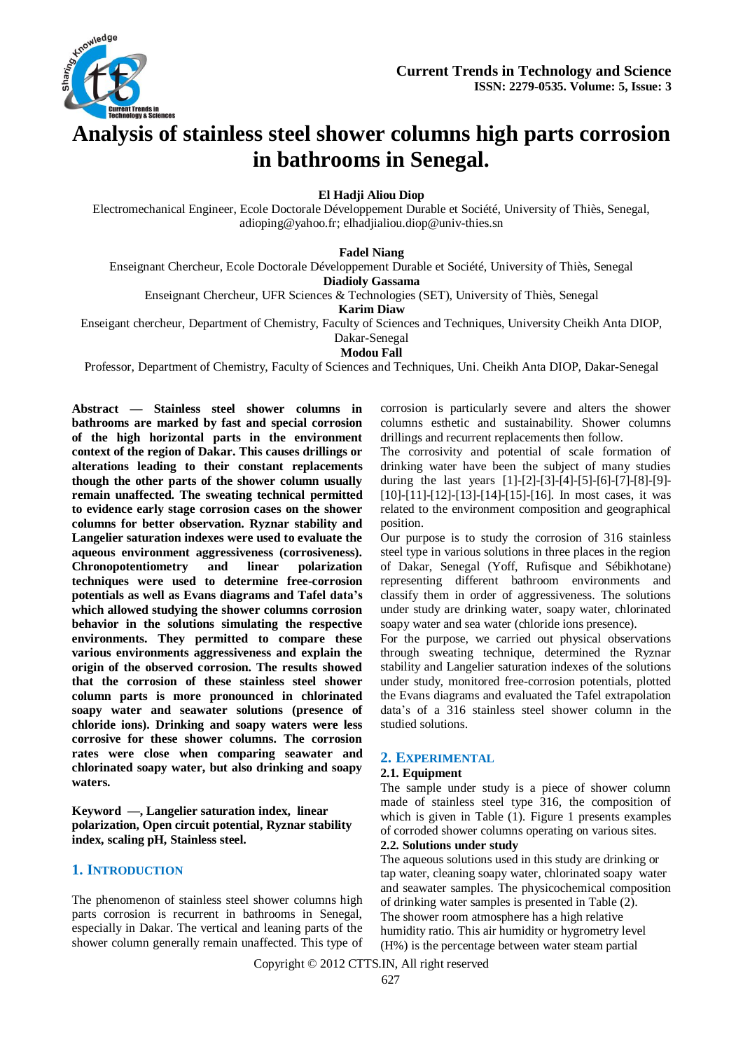# Analysis of stainless steel shower columns high parts corrosion in bathrooms in Senegal.

**El Hadji Aliou Diop**

Electromechanical Engineer, Ecole Doctorale Développement Durable et Société, University of Thiès, Senegal, adioping@yahoo.fr; elhadjialiou.diop@univ-thies.sn

**Fadel Niang**

Enseignant Chercheur, Ecole Doctorale Développement Durable et Société, University of Thiès, Senegal

**Diadioly Gassama**

Enseignant Chercheur, UFR Sciences & Technologies (SET), University of Thiès, Senegal

**Karim Diaw**

Enseigant chercheur, Department of Chemistry, Faculty of Sciences and Techniques, University Cheikh Anta DIOP, Dakar-Senegal

**Modou Fall**

Professor, Department of Chemistry, Faculty of Sciences and Techniques, Uni. Cheikh Anta DIOP, Dakar-Senegal

**Abstract — Stainless steel shower columns in bathrooms are marked by fast and special corrosion of the high horizontal parts in the environment context of the region of Dakar. This causes drillings or alterations leading to their constant replacements though the other parts of the shower column usually remain unaffected. The sweating technical permitted to evidence early stage corrosion cases on the shower columns for better observation. Ryznar stability and Langelier saturation indexes were used to evaluate the aqueous environment aggressiveness (corrosiveness). Chronopotentiometry and linear polarization techniques were used to determine free-corrosion potentials as well as Evans diagrams and Tafel data's which allowed studying the shower columns corrosion behavior in the solutions simulating the respective environments. They permitted to compare these various environments aggressiveness and explain the origin of the observed corrosion. The results showed that the corrosion of these stainless steel shower column parts is more pronounced in chlorinated soapy water and seawater solutions (presence of chloride ions). Drinking and soapy waters were less corrosive for these shower columns. The corrosion rates were close when comparing seawater and chlorinated soapy water, but also drinking and soapy waters.**

**Keyword —, Langelier saturation index, linear polarization, Open circuit potential, Ryznar stability index, scaling pH, Stainless steel.**

## 1. Introduction

The phenomenon of stainless steel shower columns high parts corrosion is recurrent in bathrooms in Senegal, especially in Dakar. The vertical and leaning parts of the shower column generally remain unaffected. This type of corrosion is particularly severe and alters the shower columns esthetic and sustainability. Shower columns drillings and recurrent replacements then follow.

The corrosivity and potential of scale formation of drinking water have been the subject of many studies during the last years [1]-[2]-[3]-[4]-[5]-[6]-[7]-[8]-[9]-[10]-[11]-[12]-[13]-[14]-[15]-[16]. In most cases, it was related to the environment composition and geographical position.

Our purpose is to study the corrosion of 316 stainless steel type in various solutions in three places in the region of Dakar, Senegal (Yoff, Rufisque and Sébikhotane) representing different bathroom environments and classify them in order of aggressiveness. The solutions under study are drinking water, soapy water, chlorinated soapy water and sea water (chloride ions presence).

For the purpose, we carried out physical observations through sweating technique, determined the Ryznar stability and Langelier saturation indexes of the solutions under study, monitored free-corrosion potentials, plotted the Evans diagrams and evaluated the Tafel extrapolation data's of a 316 stainless steel shower column in the studied solutions.

## 2. Experimental

### 2.1. Equipment

The sample under study is a piece of shower column made of stainless steel type 316, the composition of which is given in Table (1). Figure 1 presents examples of corroded shower columns operating on various sites.

### 2.2. Solutions under study

The aqueous solutions used in this study are drinking or tap water, cleaning soapy water, chlorinated soapy water and seawater samples. The physicochemical composition of drinking water samples is presented in Table (2).

The shower room atmosphere has a high relative humidity ratio. This air humidity or hygrometry level (H%) is the percentage between water steam partial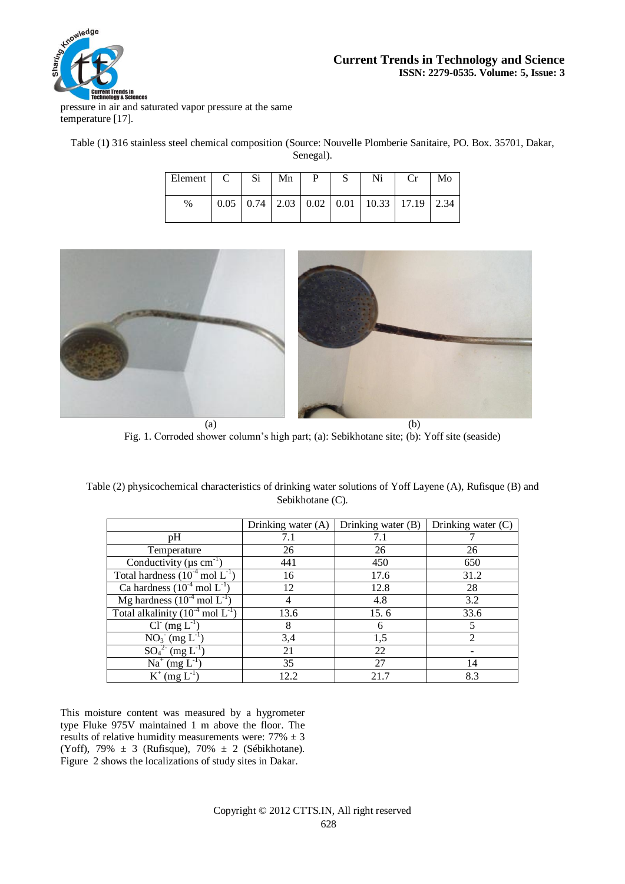pressure in air and saturated vapor pressure at the same temperature [17].

Table (1) 316 stainless steel chemical composition (Source: Nouvelle Plomberie Sanitaire, PO. Box. 35701, Dakar, Senegal).

| Element | C | Si | Mn | P | S | Ni | Cr | Mo |
|---|---|---|---|---|---|---|---|---|
| % | 0.05 | 0.74 | 2.03 | 0.02 | 0.01 | 10.33 | 17.19 | 2.34 |

(a) (b)

Fig. 1. Corroded shower column's high part; (a): Sebikhotane site; (b): Yoff site (seaside)

Table (2) physicochemical characteristics of drinking water solutions of Yoff Layene (A), Rufisque (B) and Sebikhotane (C).

| | Drinking water (A) | Drinking water (B) | Drinking water (C) |
|---|---|---|---|
| pH | 7.1 | 7.1 | 7 |
| Temperature | 26 | 26 | 26 |
| Conductivity (µs $cm^{-1}$) | 441 | 450 | 650 |
| Total hardness ($10^{-4}$ mol $L^{-1}$) | 16 | 17.6 | 31.2 |
| Ca hardness ($10^{-4}$ mol $L^{-1}$) | 12 | 12.8 | 28 |
| Mg hardness ($10^{-4}$ mol $L^{-1}$) | 4 | 4.8 | 3.2 |
| Total alkalinity ($10^{-4}$ mol $L^{-1}$) | 13.6 | 15. 6 | 33.6 |
| $Cl^-$ (mg $L^{-1}$) | 8 | 6 | 5 |
| $NO_3^-$ (mg $L^{-1}$) | 3,4 | 1,5 | 2 |
| $SO_4^{2-}$ (mg $L^{-1}$) | 21 | 22 | - |
| $Na^+$ (mg $L^{-1}$) | 35 | 27 | 14 |
| $K^+$ (mg $L^{-1}$) | 12.2 | 21.7 | 8.3 |

This moisture content was measured by a hygrometer type Fluke 975V maintained 1 m above the floor. The results of relative humidity measurements were: 77% ± 3 (Yoff), 79% ± 3 (Rufisque), 70% ± 2 (Sébikhotane). Figure 2 shows the localizations of study sites in Dakar.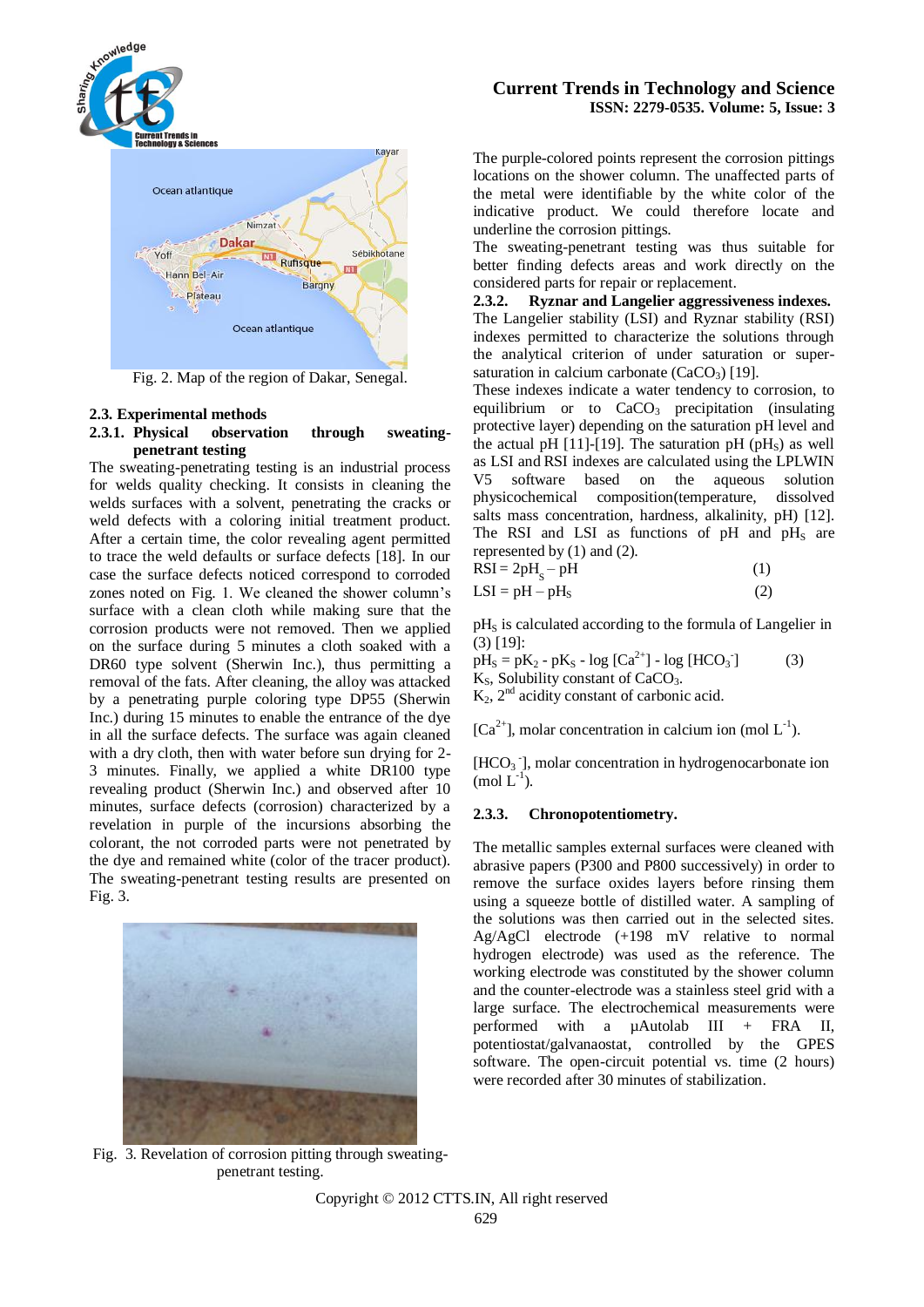Fig. 2. Map of the region of Dakar, Senegal.

### 2.3. Experimental methods

#### 2.3.1. Physical observation through sweating-penetrant testing

The sweating-penetrating testing is an industrial process for welds quality checking. It consists in cleaning the welds surfaces with a solvent, penetrating the cracks or weld defects with a coloring initial treatment product. After a certain time, the color revealing agent permitted to trace the weld defaults or surface defects [18]. In our case the surface defects noticed correspond to corroded zones noted on Fig. 1. We cleaned the shower column's surface with a clean cloth while making sure that the corrosion products were not removed. Then we applied on the surface during 5 minutes a cloth soaked with a DR60 type solvent (Sherwin Inc.), thus permitting a removal of the fats. After cleaning, the alloy was attacked by a penetrating purple coloring type DP55 (Sherwin Inc.) during 15 minutes to enable the entrance of the dye in all the surface defects. The surface was again cleaned with a dry cloth, then with water before sun drying for 2-3 minutes. Finally, we applied a white DR100 type revealing product (Sherwin Inc.) and observed after 10 minutes, surface defects (corrosion) characterized by a revelation in purple of the incursions absorbing the colorant, the not corroded parts were not penetrated by the dye and remained white (color of the tracer product). The sweating-penetrant testing results are presented on Fig. 3.

Fig. 3. Revelation of corrosion pitting through sweating-penetrant testing.

The purple-colored points represent the corrosion pittings locations on the shower column. The unaffected parts of the metal were identifiable by the white color of the indicative product. We could therefore locate and underline the corrosion pittings.

The sweating-penetrant testing was thus suitable for better finding defects areas and work directly on the considered parts for repair or replacement.

#### 2.3.2. Ryznar and Langelier aggressiveness indexes.

The Langelier stability (LSI) and Ryznar stability (RSI) indexes permitted to characterize the solutions through the analytical criterion of under saturation or super-saturation in calcium carbonate ($CaCO_3$) [19].

These indexes indicate a water tendency to corrosion, to equilibrium or to $CaCO_3$ precipitation (insulating protective layer) depending on the saturation pH level and the actual pH [11]-[19]. The saturation pH ($pH_S$) as well as LSI and RSI indexes are calculated using the LPLWIN V5 software based on the aqueous solution physicochemical composition(temperature, dissolved salts mass concentration, hardness, alkalinity, pH) [12]. The RSI and LSI as functions of pH and $pH_S$ are represented by (1) and (2).

$$RSI = 2pH_S - pH \qquad (1)$$

$$LSI = pH - pH_S \qquad (2)$$

$pH_S$ is calculated according to the formula of Langelier in (3) [19]:

$$pH_S = pK_2 - pK_S - \log [Ca^{2+}] - \log [HCO_3^-] \qquad (3)$$

$K_S$, Solubility constant of $CaCO_3$.

$K_2$, 2nd acidity constant of carbonic acid.

$[Ca^{2+}]$, molar concentration in calcium ion (mol $L^{-1}$).

$[HCO_3^-]$, molar concentration in hydrogenocarbonate ion (mol $L^{-1}$).

#### 2.3.3. Chronopotentiometry.

The metallic samples external surfaces were cleaned with abrasive papers (P300 and P800 successively) in order to remove the surface oxides layers before rinsing them using a squeeze bottle of distilled water. A sampling of the solutions was then carried out in the selected sites. Ag/AgCl electrode (+198 mV relative to normal hydrogen electrode) was used as the reference. The working electrode was constituted by the shower column and the counter-electrode was a stainless steel grid with a large surface. The electrochemical measurements were performed with a µAutolab III + FRA II, potentiostat/galvanaostat, controlled by the GPES software. The open-circuit potential vs. time (2 hours) were recorded after 30 minutes of stabilization.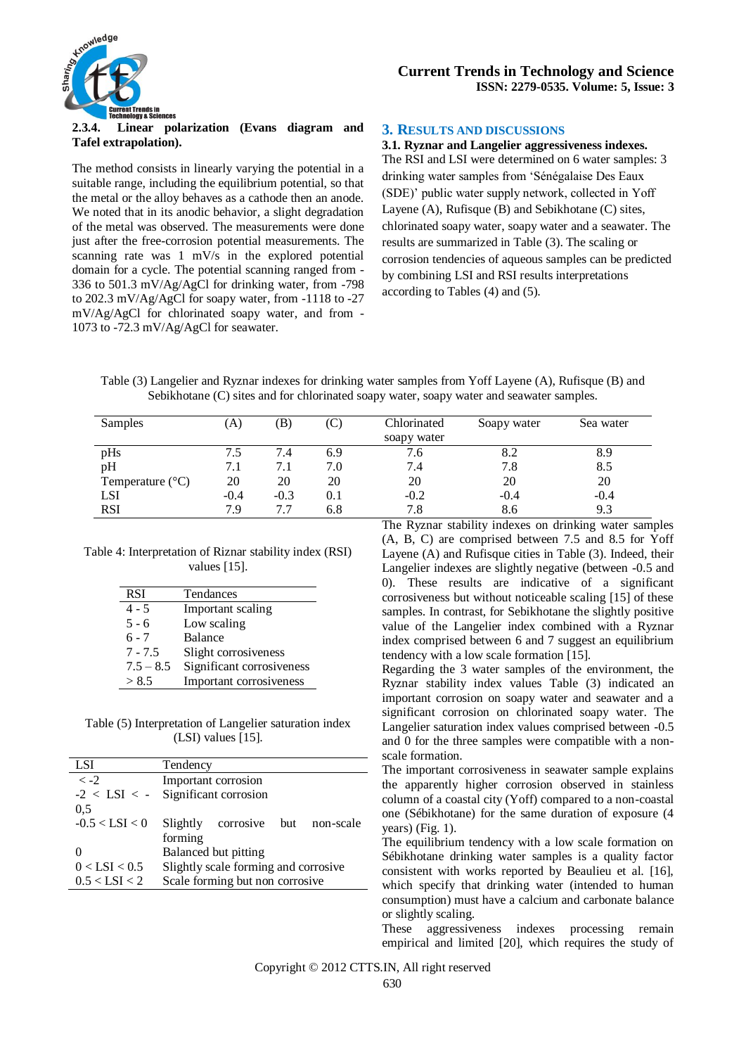#### 2.3.4. Linear polarization (Evans diagram and Tafel extrapolation).

The method consists in linearly varying the potential in a suitable range, including the equilibrium potential, so that the metal or the alloy behaves as a cathode then an anode. We noted that in its anodic behavior, a slight degradation of the metal was observed. The measurements were done just after the free-corrosion potential measurements. The scanning rate was 1 mV/s in the explored potential domain for a cycle. The potential scanning ranged from -336 to 501.3 mV/Ag/AgCl for drinking water, from -798 to 202.3 mV/Ag/AgCl for soapy water, from -1118 to -27 mV/Ag/AgCl for chlorinated soapy water, and from -1073 to -72.3 mV/Ag/AgCl for seawater.

## 3. RESULTS AND DISCUSSIONS

### 3.1. Ryznar and Langelier aggressiveness indexes.

The RSI and LSI were determined on 6 water samples: 3 drinking water samples from 'Sénégalaise Des Eaux (SDE)' public water supply network, collected in Yoff Layene (A), Rufisque (B) and Sebikhotane (C) sites, chlorinated soapy water, soapy water and a seawater. The results are summarized in Table (3). The scaling or corrosion tendencies of aqueous samples can be predicted by combining LSI and RSI results interpretations according to Tables (4) and (5).

Table (3) Langelier and Ryznar indexes for drinking water samples from Yoff Layene (A), Rufisque (B) and Sebikhotane (C) sites and for chlorinated soapy water, soapy water and seawater samples.

| Samples | (A) | (B) | (C) | Chlorinated soapy water | Soapy water | Sea water |
|---|---|---|---|---|---|---|
| pHs | 7.5 | 7.4 | 6.9 | 7.6 | 8.2 | 8.9 |
| pH | 7.1 | 7.1 | 7.0 | 7.4 | 7.8 | 8.5 |
| Temperature (°C) | 20 | 20 | 20 | 20 | 20 | 20 |
| LSI | -0.4 | -0.3 | 0.1 | -0.2 | -0.4 | -0.4 |
| RSI | 7.9 | 7.7 | 6.8 | 7.8 | 8.6 | 9.3 |

Table 4: Interpretation of Riznar stability index (RSI) values [15].

| RSI | Tendances |
|---|---|
| 4 - 5 | Important scaling |
| 5 - 6 | Low scaling |
| 6 - 7 | Balance |
| 7 - 7.5 | Slight corrosiveness |
| 7.5 – 8.5 | Significant corrosiveness |
| > 8.5 | Important corrosiveness |

Table (5) Interpretation of Langelier saturation index (LSI) values [15].

| LSI | Tendency |
|---|---|
| < -2 | Important corrosion |
| -2 < LSI < -0,5 | Significant corrosion |
| -0.5 < LSI < 0 | Slightly corrosive but non-scale forming |
| 0 | Balanced but pitting |
| 0 < LSI < 0.5 | Slightly scale forming and corrosive |
| 0.5 < LSI < 2 | Scale forming but non corrosive |

The Ryznar stability indexes on drinking water samples (A, B, C) are comprised between 7.5 and 8.5 for Yoff Layene (A) and Rufisque cities in Table (3). Indeed, their Langelier indexes are slightly negative (between -0.5 and 0). These results are indicative of a significant corrosiveness but without noticeable scaling [15] of these samples. In contrast, for Sebikhotane the slightly positive value of the Langelier index combined with a Ryznar index comprised between 6 and 7 suggest an equilibrium tendency with a low scale formation [15].

Regarding the 3 water samples of the environment, the Ryznar stability index values Table (3) indicated an important corrosion on soapy water and seawater and a significant corrosion on chlorinated soapy water. The Langelier saturation index values comprised between -0.5 and 0 for the three samples were compatible with a non-scale formation.

The important corrosiveness in seawater sample explains the apparently higher corrosion observed in stainless column of a coastal city (Yoff) compared to a non-coastal one (Sébikhotane) for the same duration of exposure (4 years) (Fig. 1).

The equilibrium tendency with a low scale formation on Sébikhotane drinking water samples is a quality factor consistent with works reported by Beaulieu et al. [16], which specify that drinking water (intended to human consumption) must have a calcium and carbonate balance or slightly scaling.

These aggressiveness indexes processing remain empirical and limited [20], which requires the study of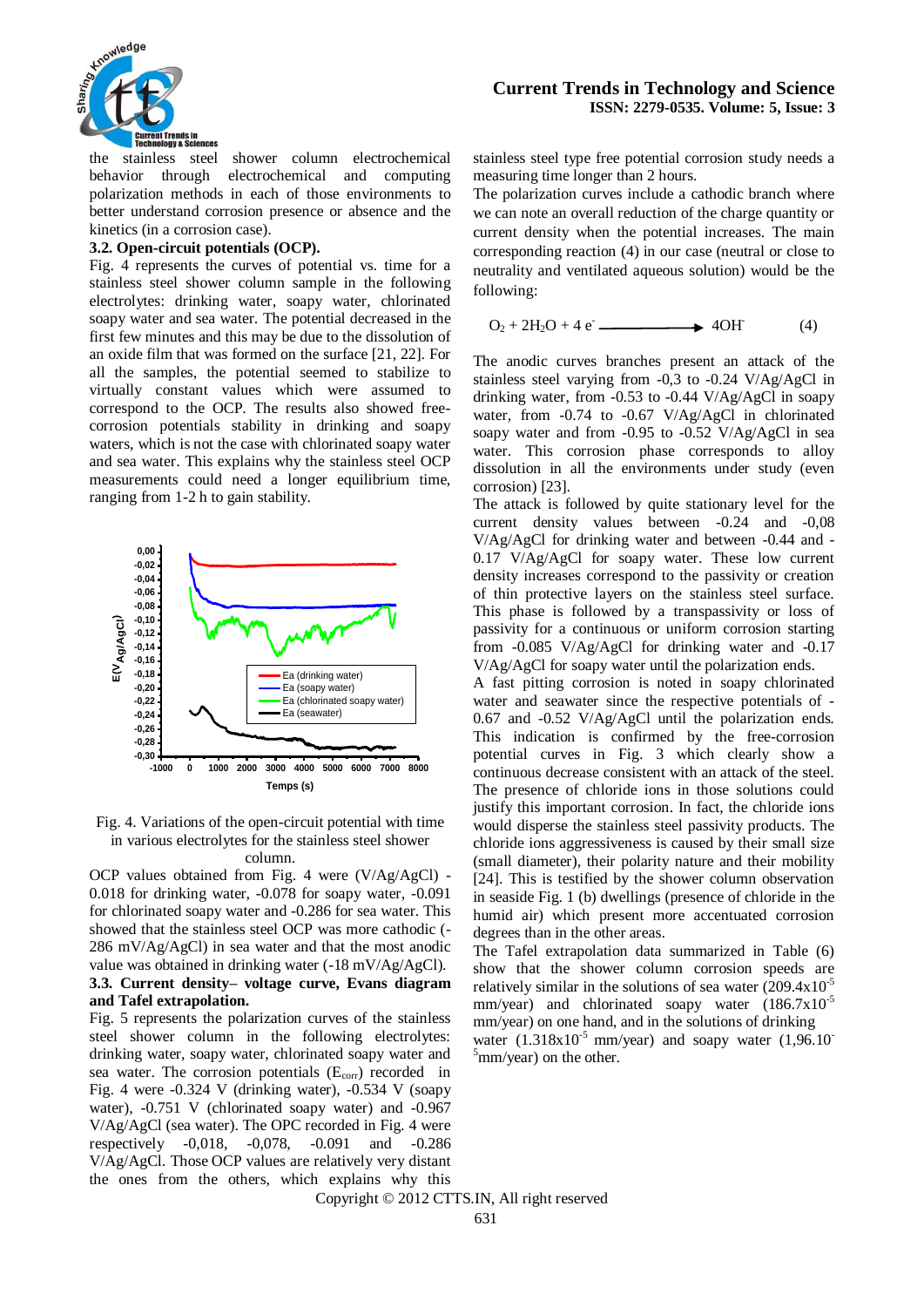the stainless steel shower column electrochemical behavior through electrochemical and computing polarization methods in each of those environments to better understand corrosion presence or absence and the kinetics (in a corrosion case).

### 3.2. Open-circuit potentials (OCP).

Fig. 4 represents the curves of potential vs. time for a stainless steel shower column sample in the following electrolytes: drinking water, soapy water, chlorinated soapy water and sea water. The potential decreased in the first few minutes and this may be due to the dissolution of an oxide film that was formed on the surface [21, 22]. For all the samples, the potential seemed to stabilize to virtually constant values which were assumed to correspond to the OCP. The results also showed free-corrosion potentials stability in drinking and soapy waters, which is not the case with chlorinated soapy water and sea water. This explains why the stainless steel OCP measurements could need a longer equilibrium time, ranging from 1-2 h to gain stability.

Fig. 4. Variations of the open-circuit potential with time in various electrolytes for the stainless steel shower column.

OCP values obtained from Fig. 4 were (V/Ag/AgCl) -0.018 for drinking water, -0.078 for soapy water, -0.091 for chlorinated soapy water and -0.286 for sea water. This showed that the stainless steel OCP was more cathodic (-286 mV/Ag/AgCl) in sea water and that the most anodic value was obtained in drinking water (-18 mV/Ag/AgCl).

### 3.3. Current density– voltage curve, Evans diagram and Tafel extrapolation.

Fig. 5 represents the polarization curves of the stainless steel shower column in the following electrolytes: drinking water, soapy water, chlorinated soapy water and sea water. The corrosion potentials ($E_{corr}$) recorded in Fig. 4 were -0.324 V (drinking water), -0.534 V (soapy water), -0.751 V (chlorinated soapy water) and -0.967 V/Ag/AgCl (sea water). The OPC recorded in Fig. 4 were respectively -0,018, -0,078, -0.091 and -0.286 V/Ag/AgCl. Those OCP values are relatively very distant the ones from the others, which explains why this stainless steel type free potential corrosion study needs a measuring time longer than 2 hours.

The polarization curves include a cathodic branch where we can note an overall reduction of the charge quantity or current density when the potential increases. The main corresponding reaction (4) in our case (neutral or close to neutrality and ventilated aqueous solution) would be the following:

$$O_2 + 2H_2O + 4\,e^- \longrightarrow 4OH^- \qquad (4)$$

The anodic curves branches present an attack of the stainless steel varying from -0,3 to -0.24 V/Ag/AgCl in drinking water, from -0.53 to -0.44 V/Ag/AgCl in soapy water, from -0.74 to -0.67 V/Ag/AgCl in chlorinated soapy water and from -0.95 to -0.52 V/Ag/AgCl in sea water. This corrosion phase corresponds to alloy dissolution in all the environments under study (even corrosion) [23].

The attack is followed by quite stationary level for the current density values between -0.24 and -0,08 V/Ag/AgCl for drinking water and between -0.44 and -0.17 V/Ag/AgCl for soapy water. These low current density increases correspond to the passivity or creation of thin protective layers on the stainless steel surface. This phase is followed by a transpassivity or loss of passivity for a continuous or uniform corrosion starting from -0.085 V/Ag/AgCl for drinking water and -0.17 V/Ag/AgCl for soapy water until the polarization ends.

A fast pitting corrosion is noted in soapy chlorinated water and seawater since the respective potentials of -0.67 and -0.52 V/Ag/AgCl until the polarization ends. This indication is confirmed by the free-corrosion potential curves in Fig. 3 which clearly show a continuous decrease consistent with an attack of the steel. The presence of chloride ions in those solutions could justify this important corrosion. In fact, the chloride ions would disperse the stainless steel passivity products. The chloride ions aggressiveness is caused by their small size (small diameter), their polarity nature and their mobility [24]. This is testified by the shower column observation in seaside Fig. 1 (b) dwellings (presence of chloride in the humid air) which present more accentuated corrosion degrees than in the other areas.

The Tafel extrapolation data summarized in Table (6) show that the shower column corrosion speeds are relatively similar in the solutions of sea water ($209.4\times10^{-5}$ mm/year) and chlorinated soapy water ($186.7\times10^{-5}$ mm/year) on one hand, and in the solutions of drinking water ($1.318\times10^{-5}$ mm/year) and soapy water ($1{,}96.10^{-5}$mm/year) on the other.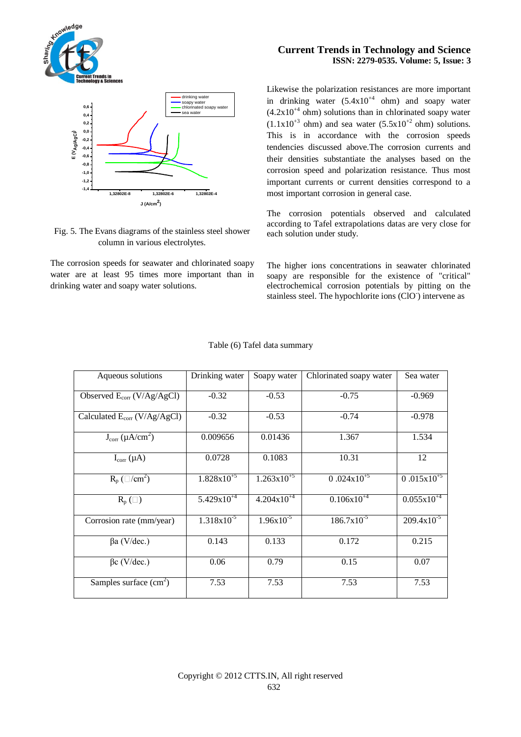Fig. 5. The Evans diagrams of the stainless steel shower column in various electrolytes.

The corrosion speeds for seawater and chlorinated soapy water are at least 95 times more important than in drinking water and soapy water solutions.

Likewise the polarization resistances are more important in drinking water ($5.4x10^{+4}$ ohm) and soapy water ($4.2x10^{+4}$ ohm) solutions than in chlorinated soapy water ($1.1x10^{+3}$ ohm) and sea water ($5.5x10^{+2}$ ohm) solutions. This is in accordance with the corrosion speeds tendencies discussed above.The corrosion currents and their densities substantiate the analyses based on the corrosion speed and polarization resistance. Thus most important currents or current densities correspond to a most important corrosion in general case.

The corrosion potentials observed and calculated according to Tafel extrapolations datas are very close for each solution under study.

The higher ions concentrations in seawater chlorinated soapy are responsible for the existence of "critical" electrochemical corrosion potentials by pitting on the stainless steel. The hypochlorite ions ($ClO^-$) intervene as

Table (6) Tafel data summary

| Aqueous solutions | Drinking water | Soapy water | Chlorinated soapy water | Sea water |
|---|---|---|---|---|
| Observed $E_{corr}$ (V/Ag/AgCl) | -0.32 | -0.53 | -0.75 | -0.969 |
| Calculated $E_{corr}$ (V/Ag/AgCl) | -0.32 | -0.53 | -0.74 | -0.978 |
| $J_{corr}$ ($\mu A/cm^2$) | 0.009656 | 0.01436 | 1.367 | 1.534 |
| $I_{corr}$ ($\mu A$) | 0.0728 | 0.1083 | 10.31 | 12 |
| $R_p$ (□/$cm^2$) | $1.828x10^{+5}$ | $1.263x10^{+5}$ | $0 .024x10^{+5}$ | $0 .015x10^{+5}$ |
| $R_p$ (□) | $5.429x10^{+4}$ | $4.204x10^{+4}$ | $0.106x10^{+4}$ | $0.055x10^{+4}$ |
| Corrosion rate (mm/year) | $1.318x10^{-5}$ | $1.96x10^{-5}$ | $186.7x10^{-5}$ | $209.4x10^{-5}$ |
| βa (V/dec.) | 0.143 | 0.133 | 0.172 | 0.215 |
| βc (V/dec.) | 0.06 | 0.79 | 0.15 | 0.07 |
| Samples surface ($cm^2$) | 7.53 | 7.53 | 7.53 | 7.53 |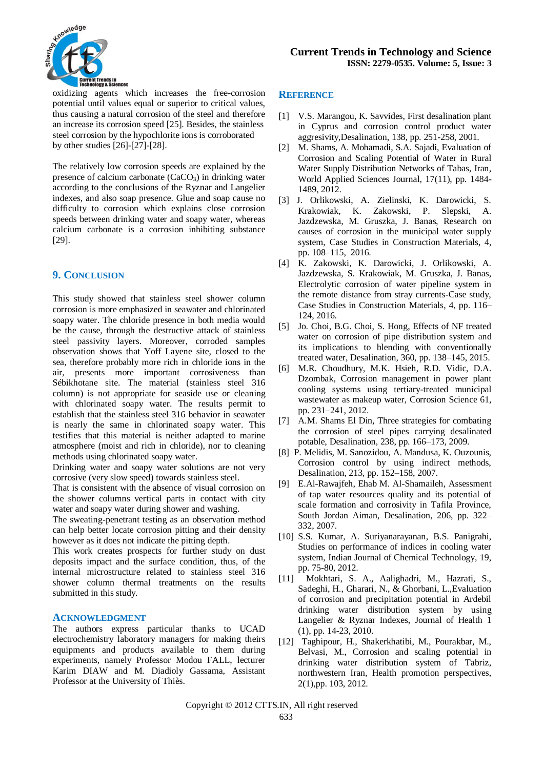oxidizing agents which increases the free-corrosion potential until values equal or superior to critical values, thus causing a natural corrosion of the steel and therefore an increase its corrosion speed [25]. Besides, the stainless steel corrosion by the hypochlorite ions is corroborated by other studies [26]-[27]-[28].

The relatively low corrosion speeds are explained by the presence of calcium carbonate ($CaCO_3$) in drinking water according to the conclusions of the Ryznar and Langelier indexes, and also soap presence. Glue and soap cause no difficulty to corrosion which explains close corrosion speeds between drinking water and soapy water, whereas calcium carbonate is a corrosion inhibiting substance [29].

## 9. Conclusion

This study showed that stainless steel shower column corrosion is more emphasized in seawater and chlorinated soapy water. The chloride presence in both media would be the cause, through the destructive attack of stainless steel passivity layers. Moreover, corroded samples observation shows that Yoff Layene site, closed to the sea, therefore probably more rich in chloride ions in the air, presents more important corrosiveness than Sébikhotane site. The material (stainless steel 316 column) is not appropriate for seaside use or cleaning with chlorinated soapy water. The results permit to establish that the stainless steel 316 behavior in seawater is nearly the same in chlorinated soapy water. This testifies that this material is neither adapted to marine atmosphere (moist and rich in chloride), nor to cleaning methods using chlorinated soapy water.

Drinking water and soapy water solutions are not very corrosive (very slow speed) towards stainless steel.

That is consistent with the absence of visual corrosion on the shower columns vertical parts in contact with city water and soapy water during shower and washing.

The sweating-penetrant testing as an observation method can help better locate corrosion pitting and their density however as it does not indicate the pitting depth.

This work creates prospects for further study on dust deposits impact and the surface condition, thus, of the internal microstructure related to stainless steel 316 shower column thermal treatments on the results submitted in this study.

## Acknowledgment

The authors express particular thanks to UCAD electrochemistry laboratory managers for making theirs equipments and products available to them during experiments, namely Professor Modou FALL, lecturer Karim DIAW and M. Diadioly Gassama, Assistant Professor at the University of Thiès.

## Reference

[1] V.S. Marangou, K. Savvides, First desalination plant in Cyprus and corrosion control product water aggresivity,Desalination, 138, pp. 251-258, 2001.

[2] M. Shams, A. Mohamadi, S.A. Sajadi, Evaluation of Corrosion and Scaling Potential of Water in Rural Water Supply Distribution Networks of Tabas, Iran, World Applied Sciences Journal, 17(11), pp. 1484-1489, 2012.

[3] J. Orlikowski, A. Zielinski, K. Darowicki, S. Krakowiak, K. Zakowski, P. Slepski, A. Jazdzewska, M. Gruszka, J. Banas, Research on causes of corrosion in the municipal water supply system, Case Studies in Construction Materials, 4, pp. 108–115, 2016.

[4] K. Zakowski, K. Darowicki, J. Orlikowski, A. Jazdzewska, S. Krakowiak, M. Gruszka, J. Banas, Electrolytic corrosion of water pipeline system in the remote distance from stray currents-Case study, Case Studies in Construction Materials, 4, pp. 116–124, 2016.

[5] Jo. Choi, B.G. Choi, S. Hong, Effects of NF treated water on corrosion of pipe distribution system and its implications to blending with conventionally treated water, Desalination, 360, pp. 138–145, 2015.

[6] M.R. Choudhury, M.K. Hsieh, R.D. Vidic, D.A. Dzombak, Corrosion management in power plant cooling systems using tertiary-treated municipal wastewater as makeup water, Corrosion Science 61, pp. 231–241, 2012.

[7] A.M. Shams El Din, Three strategies for combating the corrosion of steel pipes carrying desalinated potable, Desalination, 238, pp. 166–173, 2009.

[8] P. Melidis, M. Sanozidou, A. Mandusa, K. Ouzounis, Corrosion control by using indirect methods, Desalination, 213, pp. 152–158, 2007.

[9] E.Al-Rawajfeh, Ehab M. Al-Shamaileh, Assessment of tap water resources quality and its potential of scale formation and corrosivity in Tafila Province, South Jordan Aiman, Desalination, 206, pp. 322–332, 2007.

[10] S.S. Kumar, A. Suriyanarayanan, B.S. Panigrahi, Studies on performance of indices in cooling water system, Indian Journal of Chemical Technology, 19, pp. 75-80, 2012.

[11] Mokhtari, S. A., Aalighadri, M., Hazrati, S., Sadeghi, H., Gharari, N., & Ghorbani, L.,Evaluation of corrosion and precipitation potential in Ardebil drinking water distribution system by using Langelier & Ryznar Indexes, Journal of Health 1 (1), pp. 14-23, 2010.

[12] Taghipour, H., Shakerkhatibi, M., Pourakbar, M., Belvasi, M., Corrosion and scaling potential in drinking water distribution system of Tabriz, northwestern Iran, Health promotion perspectives, 2(1),pp. 103, 2012.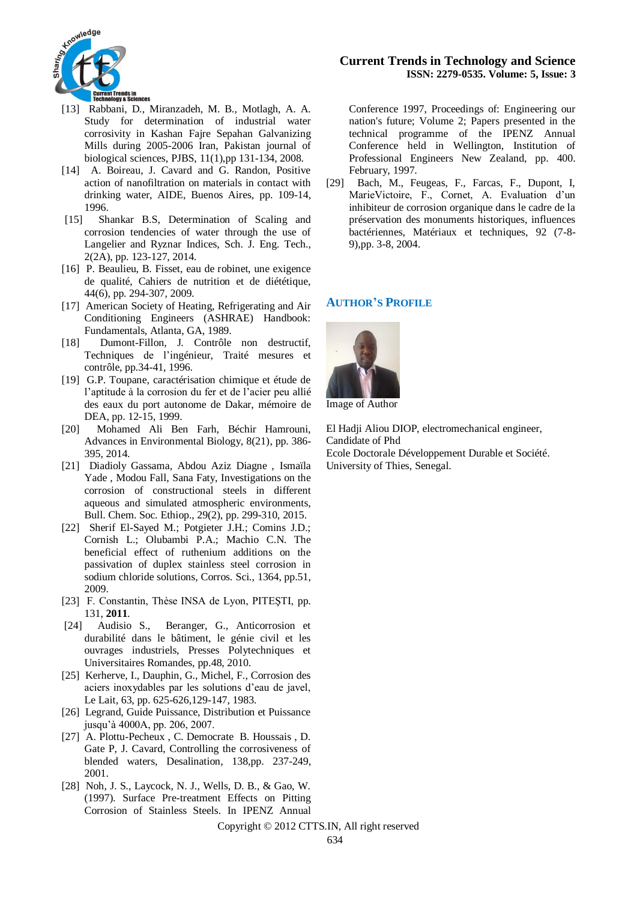[13] Rabbani, D., Miranzadeh, M. B., Motlagh, A. A. Study for determination of industrial water corrosivity in Kashan Fajre Sepahan Galvanizing Mills during 2005-2006 Iran, Pakistan journal of biological sciences, PJBS, 11(1),pp 131-134, 2008.

[14] A. Boireau, J. Cavard and G. Randon, Positive action of nanofiltration on materials in contact with drinking water, AIDE, Buenos Aires, pp. 109-14, 1996.

[15] Shankar B.S, Determination of Scaling and corrosion tendencies of water through the use of Langelier and Ryznar Indices, Sch. J. Eng. Tech., 2(2A), pp. 123-127, 2014.

[16] P. Beaulieu, B. Fisset, eau de robinet, une exigence de qualité, Cahiers de nutrition et de diététique, 44(6), pp. 294-307, 2009.

[17] American Society of Heating, Refrigerating and Air Conditioning Engineers (ASHRAE) Handbook: Fundamentals, Atlanta, GA, 1989.

[18] Dumont-Fillon, J. Contrôle non destructif, Techniques de l'ingénieur, Traité mesures et contrôle, pp.34-41, 1996.

[19] G.P. Toupane, caractérisation chimique et étude de l'aptitude à la corrosion du fer et de l'acier peu allié des eaux du port autonome de Dakar, mémoire de DEA, pp. 12-15, 1999.

[20] Mohamed Ali Ben Farh, Béchir Hamrouni, Advances in Environmental Biology, 8(21), pp. 386-395, 2014.

[21] Diadioly Gassama, Abdou Aziz Diagne , Ismaïla Yade , Modou Fall, Sana Faty, Investigations on the corrosion of constructional steels in different aqueous and simulated atmospheric environments, Bull. Chem. Soc. Ethiop., 29(2), pp. 299-310, 2015.

[22] Sherif El-Sayed M.; Potgieter J.H.; Comins J.D.; Cornish L.; Olubambi P.A.; Machio C.N. The beneficial effect of ruthenium additions on the passivation of duplex stainless steel corrosion in sodium chloride solutions, Corros. Sci., 1364, pp.51, 2009.

[23] F. Constantin, Thèse INSA de Lyon, PITEŞTI, pp. 131, **2011**.

[24] Audisio S., Beranger, G., Anticorrosion et durabilité dans le bâtiment, le génie civil et les ouvrages industriels, Presses Polytechniques et Universitaires Romandes, pp.48, 2010.

[25] Kerherve, I., Dauphin, G., Michel, F., Corrosion des aciers inoxydables par les solutions d'eau de javel, Le Lait, 63, pp. 625-626,129-147, 1983.

[26] Legrand, Guide Puissance, Distribution et Puissance jusqu'à 4000A, pp. 206, 2007.

[27] A. Plottu-Pecheux , C. Democrate B. Houssais , D. Gate P, J. Cavard, Controlling the corrosiveness of blended waters, Desalination, 138,pp. 237-249, 2001.

[28] Noh, J. S., Laycock, N. J., Wells, D. B., & Gao, W. (1997). Surface Pre-treatment Effects on Pitting Corrosion of Stainless Steels. In IPENZ Annual Conference 1997, Proceedings of: Engineering our nation's future; Volume 2; Papers presented in the technical programme of the IPENZ Annual Conference held in Wellington, Institution of Professional Engineers New Zealand, pp. 400. February, 1997.

[29] Bach, M., Feugeas, F., Farcas, F., Dupont, I, MarieVictoire, F., Cornet, A. Evaluation d'un inhibiteur de corrosion organique dans le cadre de la préservation des monuments historiques, influences bactériennes, Matériaux et techniques, 92 (7-8-9),pp. 3-8, 2004.

## AUTHOR'S PROFILE

Image of Author

El Hadji Aliou DIOP, electromechanical engineer, Candidate of Phd

Ecole Doctorale Développement Durable et Société.

University of Thies, Senegal.